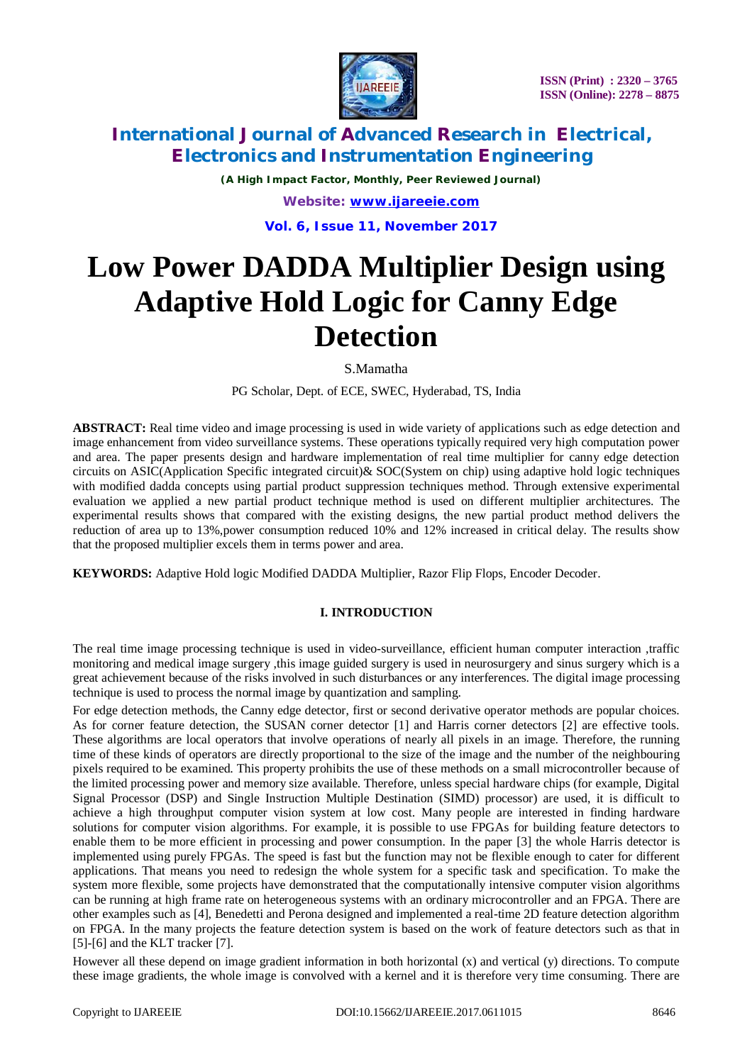# Low Power DADDA Multiplier Design using Adaptive Hold Logic for Canny Edge Detection

S.Mamatha

PG Scholar, Dept. of ECE, SWEC, Hyderabad, TS, India

**ABSTRACT:** Real time video and image processing is used in wide variety of applications such as edge detection and image enhancement from video surveillance systems. These operations typically required very high computation power and area. The paper presents design and hardware implementation of real time multiplier for canny edge detection circuits on ASIC(Application Specific integrated circuit)& SOC(System on chip) using adaptive hold logic techniques with modified dadda concepts using partial product suppression techniques method. Through extensive experimental evaluation we applied a new partial product technique method is used on different multiplier architectures. The experimental results shows that compared with the existing designs, the new partial product method delivers the reduction of area up to 13%,power consumption reduced 10% and 12% increased in critical delay. The results show that the proposed multiplier excels them in terms power and area.

**KEYWORDS:** Adaptive Hold logic Modified DADDA Multiplier, Razor Flip Flops, Encoder Decoder.

## I. INTRODUCTION

The real time image processing technique is used in video-surveillance, efficient human computer interaction ,traffic monitoring and medical image surgery ,this image guided surgery is used in neurosurgery and sinus surgery which is a great achievement because of the risks involved in such disturbances or any interferences. The digital image processing technique is used to process the normal image by quantization and sampling.

For edge detection methods, the Canny edge detector, first or second derivative operator methods are popular choices. As for corner feature detection, the SUSAN corner detector [1] and Harris corner detectors [2] are effective tools. These algorithms are local operators that involve operations of nearly all pixels in an image. Therefore, the running time of these kinds of operators are directly proportional to the size of the image and the number of the neighbouring pixels required to be examined. This property prohibits the use of these methods on a small microcontroller because of the limited processing power and memory size available. Therefore, unless special hardware chips (for example, Digital Signal Processor (DSP) and Single Instruction Multiple Destination (SIMD) processor) are used, it is difficult to achieve a high throughput computer vision system at low cost. Many people are interested in finding hardware solutions for computer vision algorithms. For example, it is possible to use FPGAs for building feature detectors to enable them to be more efficient in processing and power consumption. In the paper [3] the whole Harris detector is implemented using purely FPGAs. The speed is fast but the function may not be flexible enough to cater for different applications. That means you need to redesign the whole system for a specific task and specification. To make the system more flexible, some projects have demonstrated that the computationally intensive computer vision algorithms can be running at high frame rate on heterogeneous systems with an ordinary microcontroller and an FPGA. There are other examples such as [4], Benedetti and Perona designed and implemented a real-time 2D feature detection algorithm on FPGA. In the many projects the feature detection system is based on the work of feature detectors such as that in [5]-[6] and the KLT tracker [7].

However all these depend on image gradient information in both horizontal (x) and vertical (y) directions. To compute these image gradients, the whole image is convolved with a kernel and it is therefore very time consuming. There are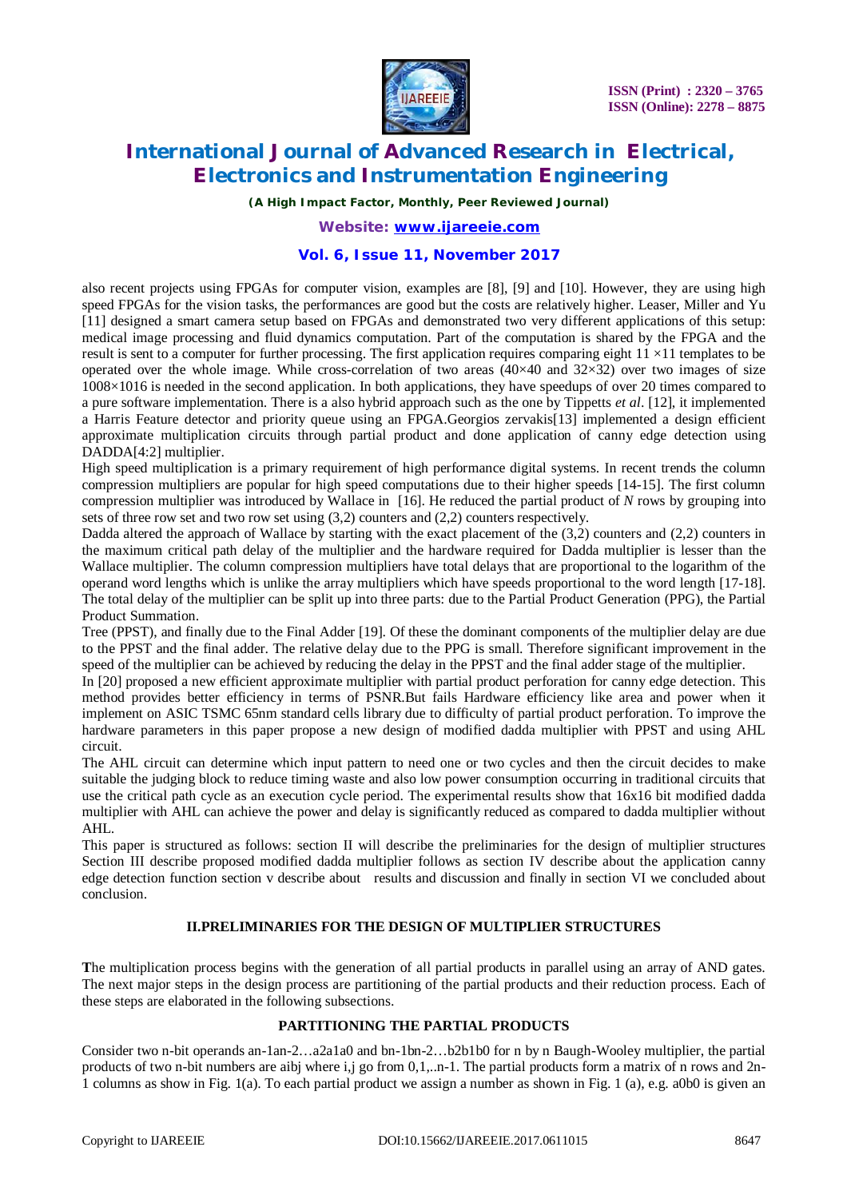also recent projects using FPGAs for computer vision, examples are [8], [9] and [10]. However, they are using high speed FPGAs for the vision tasks, the performances are good but the costs are relatively higher. Leaser, Miller and Yu [11] designed a smart camera setup based on FPGAs and demonstrated two very different applications of this setup: medical image processing and fluid dynamics computation. Part of the computation is shared by the FPGA and the result is sent to a computer for further processing. The first application requires comparing eight 11 ×11 templates to be operated over the whole image. While cross-correlation of two areas (40×40 and 32×32) over two images of size 1008×1016 is needed in the second application. In both applications, they have speedups of over 20 times compared to a pure software implementation. There is a also hybrid approach such as the one by Tippetts *et al*. [12], it implemented a Harris Feature detector and priority queue using an FPGA.Georgios zervakis[13] implemented a design efficient approximate multiplication circuits through partial product and done application of canny edge detection using DADDA[4:2] multiplier.

High speed multiplication is a primary requirement of high performance digital systems. In recent trends the column compression multipliers are popular for high speed computations due to their higher speeds [14-15]. The first column compression multiplier was introduced by Wallace in [16]. He reduced the partial product of *N* rows by grouping into sets of three row set and two row set using (3,2) counters and (2,2) counters respectively.

Dadda altered the approach of Wallace by starting with the exact placement of the (3,2) counters and (2,2) counters in the maximum critical path delay of the multiplier and the hardware required for Dadda multiplier is lesser than the Wallace multiplier. The column compression multipliers have total delays that are proportional to the logarithm of the operand word lengths which is unlike the array multipliers which have speeds proportional to the word length [17-18]. The total delay of the multiplier can be split up into three parts: due to the Partial Product Generation (PPG), the Partial Product Summation.

Tree (PPST), and finally due to the Final Adder [19]. Of these the dominant components of the multiplier delay are due to the PPST and the final adder. The relative delay due to the PPG is small. Therefore significant improvement in the speed of the multiplier can be achieved by reducing the delay in the PPST and the final adder stage of the multiplier.

In [20] proposed a new efficient approximate multiplier with partial product perforation for canny edge detection. This method provides better efficiency in terms of PSNR.But fails Hardware efficiency like area and power when it implement on ASIC TSMC 65nm standard cells library due to difficulty of partial product perforation. To improve the hardware parameters in this paper propose a new design of modified dadda multiplier with PPST and using AHL circuit.

The AHL circuit can determine which input pattern to need one or two cycles and then the circuit decides to make suitable the judging block to reduce timing waste and also low power consumption occurring in traditional circuits that use the critical path cycle as an execution cycle period. The experimental results show that 16x16 bit modified dadda multiplier with AHL can achieve the power and delay is significantly reduced as compared to dadda multiplier without AHL.

This paper is structured as follows: section II will describe the preliminaries for the design of multiplier structures Section III describe proposed modified dadda multiplier follows as section IV describe about the application canny edge detection function section v describe about results and discussion and finally in section VI we concluded about conclusion.

## II.PRELIMINARIES FOR THE DESIGN OF MULTIPLIER STRUCTURES

The multiplication process begins with the generation of all partial products in parallel using an array of AND gates. The next major steps in the design process are partitioning of the partial products and their reduction process. Each of these steps are elaborated in the following subsections.

### PARTITIONING THE PARTIAL PRODUCTS

Consider two n-bit operands $a_{n-1}a_{n-2}\ldots a_2a_1a_0$ and $b_{n-1}b_{n-2}\ldots b_2b_1b_0$ for n by n Baugh-Wooley multiplier, the partial products of two n-bit numbers are $a_ib_j$ where i,j go from 0,1,..n-1. The partial products form a matrix of n rows and 2n-1 columns as show in Fig. 1(a). To each partial product we assign a number as shown in Fig. 1 (a), e.g. $a_0b_0$ is given an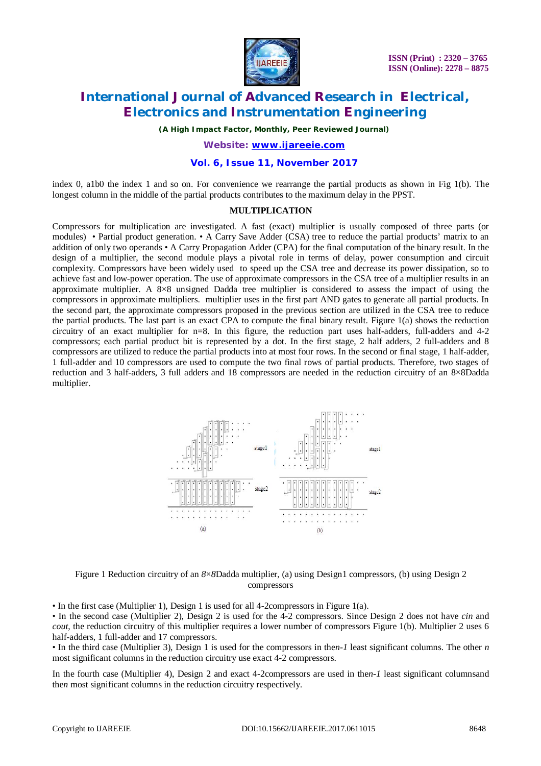index 0, a1b0 the index 1 and so on. For convenience we rearrange the partial products as shown in Fig 1(b). The longest column in the middle of the partial products contributes to the maximum delay in the PPST.

## MULTIPLICATION

Compressors for multiplication are investigated. A fast (exact) multiplier is usually composed of three parts (or modules) • Partial product generation. • A Carry Save Adder (CSA) tree to reduce the partial products' matrix to an addition of only two operands • A Carry Propagation Adder (CPA) for the final computation of the binary result. In the design of a multiplier, the second module plays a pivotal role in terms of delay, power consumption and circuit complexity. Compressors have been widely used to speed up the CSA tree and decrease its power dissipation, so to achieve fast and low-power operation. The use of approximate compressors in the CSA tree of a multiplier results in an approximate multiplier. A 8×8 unsigned Dadda tree multiplier is considered to assess the impact of using the compressors in approximate multipliers. multiplier uses in the first part AND gates to generate all partial products. In the second part, the approximate compressors proposed in the previous section are utilized in the CSA tree to reduce the partial products. The last part is an exact CPA to compute the final binary result. Figure 1(a) shows the reduction circuitry of an exact multiplier for n=8. In this figure, the reduction part uses half-adders, full-adders and 4-2 compressors; each partial product bit is represented by a dot. In the first stage, 2 half adders, 2 full-adders and 8 compressors are utilized to reduce the partial products into at most four rows. In the second or final stage, 1 half-adder, 1 full-adder and 10 compressors are used to compute the two final rows of partial products. Therefore, two stages of reduction and 3 half-adders, 3 full adders and 18 compressors are needed in the reduction circuitry of an 8×8Dadda multiplier.

Figure 1 Reduction circuitry of an *8×8*Dadda multiplier, (a) using Design1 compressors, (b) using Design 2 compressors

• In the first case (Multiplier 1), Design 1 is used for all 4-2compressors in Figure 1(a).
• In the second case (Multiplier 2), Design 2 is used for the 4-2 compressors. Since Design 2 does not have *cin* and *cout*, the reduction circuitry of this multiplier requires a lower number of compressors Figure 1(b). Multiplier 2 uses 6 half-adders, 1 full-adder and 17 compressors.
• In the third case (Multiplier 3), Design 1 is used for the compressors in the*n-1* least significant columns. The other *n* most significant columns in the reduction circuitry use exact 4-2 compressors.

In the fourth case (Multiplier 4), Design 2 and exact 4-2compressors are used in the*n-1* least significant columnsand the*n* most significant columns in the reduction circuitry respectively.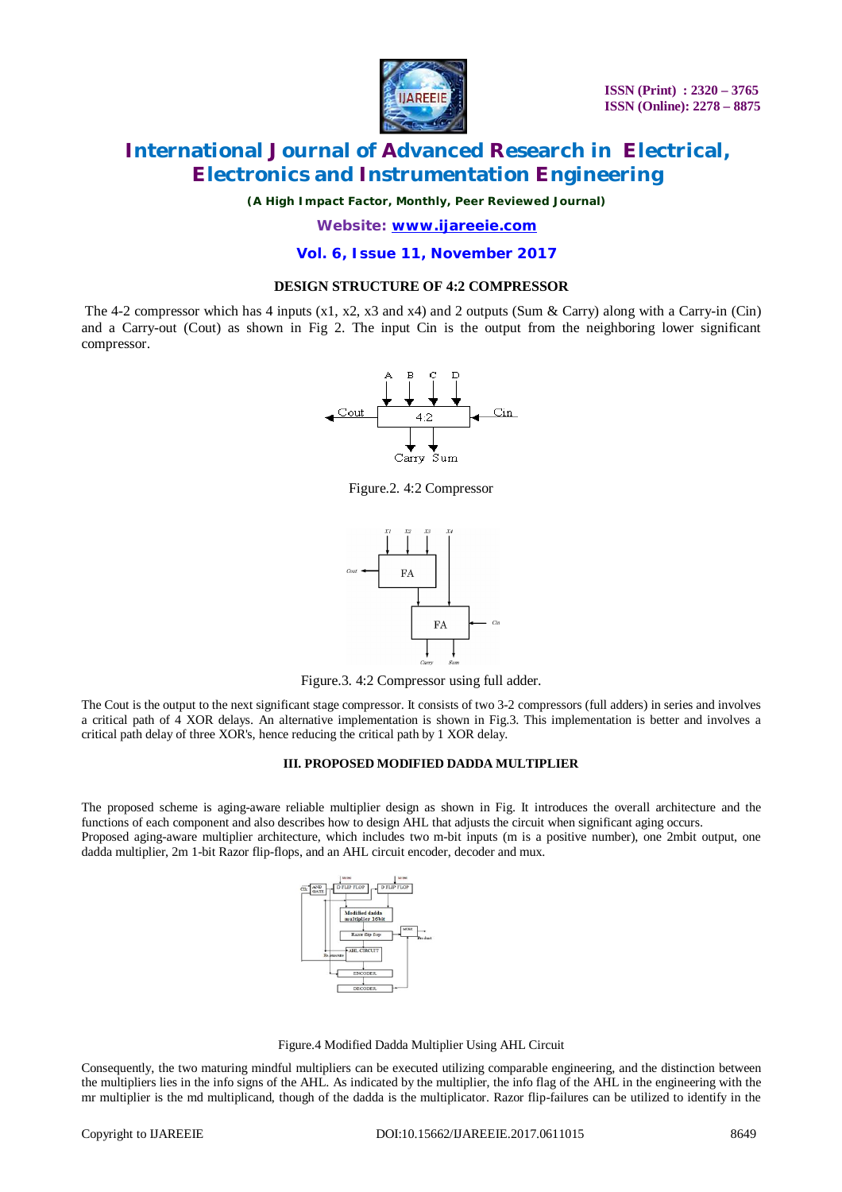### DESIGN STRUCTURE OF 4:2 COMPRESSOR

The 4-2 compressor which has 4 inputs (x1, x2, x3 and x4) and 2 outputs (Sum & Carry) along with a Carry-in (Cin) and a Carry-out (Cout) as shown in Fig 2. The input Cin is the output from the neighboring lower significant compressor.

Figure.2. 4:2 Compressor

Figure.3. 4:2 Compressor using full adder.

The Cout is the output to the next significant stage compressor. It consists of two 3-2 compressors (full adders) in series and involves a critical path of 4 XOR delays. An alternative implementation is shown in Fig.3. This implementation is better and involves a critical path delay of three XOR's, hence reducing the critical path by 1 XOR delay.

### III. PROPOSED MODIFIED DADDA MULTIPLIER

The proposed scheme is aging-aware reliable multiplier design as shown in Fig. It introduces the overall architecture and the functions of each component and also describes how to design AHL that adjusts the circuit when significant aging occurs.
Proposed aging-aware multiplier architecture, which includes two m-bit inputs (m is a positive number), one 2mbit output, one dadda multiplier, 2m 1-bit Razor flip-flops, and an AHL circuit encoder, decoder and mux.

Figure.4 Modified Dadda Multiplier Using AHL Circuit

Consequently, the two maturing mindful multipliers can be executed utilizing comparable engineering, and the distinction between the multipliers lies in the info signs of the AHL. As indicated by the multiplier, the info flag of the AHL in the engineering with the mr multiplier is the md multiplicand, though of the dadda is the multiplicator. Razor flip-failures can be utilized to identify in the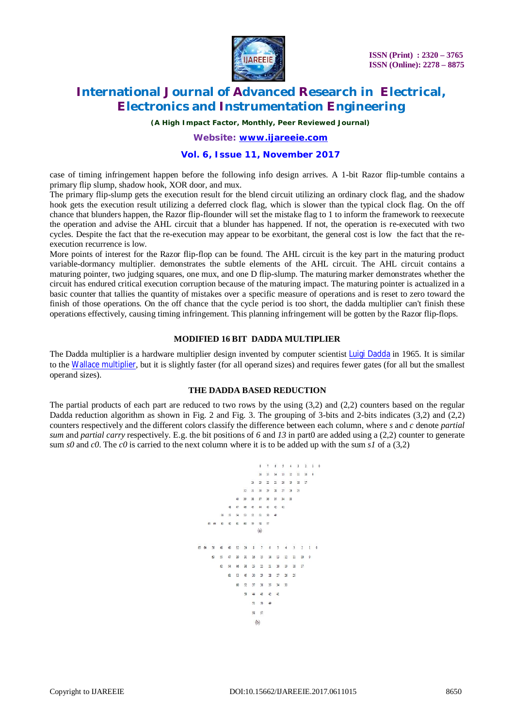case of timing infringement happen before the following info design arrives. A 1-bit Razor flip-tumble contains a primary flip slump, shadow hook, XOR door, and mux.

The primary flip-slump gets the execution result for the blend circuit utilizing an ordinary clock flag, and the shadow hook gets the execution result utilizing a deferred clock flag, which is slower than the typical clock flag. On the off chance that blunders happen, the Razor flip-flounder will set the mistake flag to 1 to inform the framework to reexecute the operation and advise the AHL circuit that a blunder has happened. If not, the operation is re-executed with two cycles. Despite the fact that the re-execution may appear to be exorbitant, the general cost is low the fact that the re-execution recurrence is low.

More points of interest for the Razor flip-flop can be found. The AHL circuit is the key part in the maturing product variable-dormancy multiplier. demonstrates the subtle elements of the AHL circuit. The AHL circuit contains a maturing pointer, two judging squares, one mux, and one D flip-slump. The maturing marker demonstrates whether the circuit has endured critical execution corruption because of the maturing impact. The maturing pointer is actualized in a basic counter that tallies the quantity of mistakes over a specific measure of operations and is reset to zero toward the finish of those operations. On the off chance that the cycle period is too short, the dadda multiplier can't finish these operations effectively, causing timing infringement. This planning infringement will be gotten by the Razor flip-flops.

## MODIFIED 16 BIT DADDA MULTIPLIER

The Dadda multiplier is a hardware multiplier design invented by computer scientist Luigi Dadda in 1965. It is similar to the Wallace multiplier, but it is slightly faster (for all operand sizes) and requires fewer gates (for all but the smallest operand sizes).

### THE DADDA BASED REDUCTION

The partial products of each part are reduced to two rows by the using (3,2) and (2,2) counters based on the regular Dadda reduction algorithm as shown in Fig. 2 and Fig. 3. The grouping of 3-bits and 2-bits indicates (3,2) and (2,2) counters respectively and the different colors classify the difference between each column, where *s* and *c* denote *partial sum* and *partial carry* respectively. E.g. the bit positions of *6* and *13* in part0 are added using a (2,2) counter to generate sum *s0* and *c0*. The *c0* is carried to the next column where it is to be added up with the sum *s1* of a (3,2)

```
                    8   7   6   5   4   3   2   1   0
                    16  15  14  13  12  11  10  9
                24  23  22  21  20  19  18  17
            32  31  30  29  28  27  26  25
        40  39  38  37  36  35  34  33
    48  47  46  45  44  43  42  41
56  55  54  53  52  51  50  49
65 64 63 62 61 60 59 58 57
                    (a)

65 64 56 48 40 32 24 8 7 6 5 4 3 2 1 0
      63 55 47 39 31 16 15 14 13 12 11 10 9
         62 54 46 38 23 22 21 20 19 18 17
            61 53 45 30 29 28 27 26 25
               60 52 37 36 35 34 33
                  59 44 43 42 41
                     51 50 49
                     58 57
                    (b)
```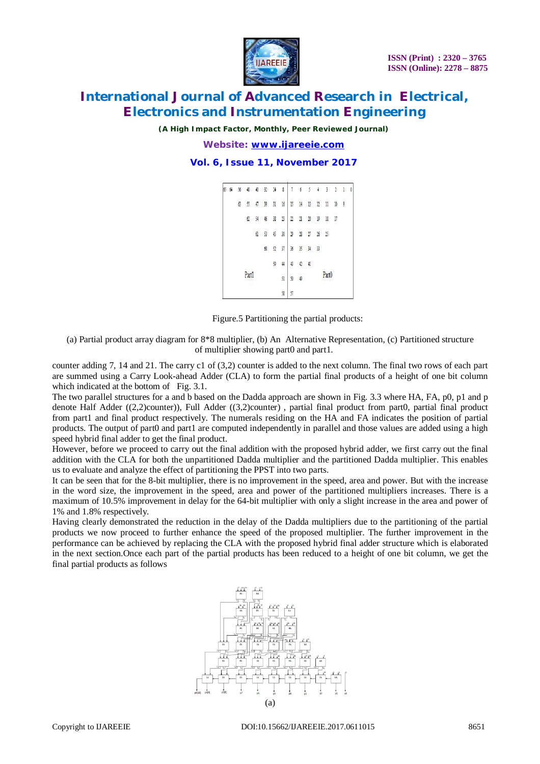Figure.5 Partitioning the partial products:

(a) Partial product array diagram for 8*8 multiplier, (b) An Alternative Representation, (c) Partitioned structure of multiplier showing part0 and part1.

counter adding 7, 14 and 21. The carry c1 of (3,2) counter is added to the next column. The final two rows of each part are summed using a Carry Look-ahead Adder (CLA) to form the partial final products of a height of one bit column which indicated at the bottom of Fig. 3.1.

The two parallel structures for a and b based on the Dadda approach are shown in Fig. 3.3 where HA, FA, p0, p1 and p denote Half Adder ((2,2)counter)), Full Adder ((3,2)counter) , partial final product from part0, partial final product from part1 and final product respectively. The numerals residing on the HA and FA indicates the position of partial products. The output of part0 and part1 are computed independently in parallel and those values are added using a high speed hybrid final adder to get the final product.

However, before we proceed to carry out the final addition with the proposed hybrid adder, we first carry out the final addition with the CLA for both the unpartitioned Dadda multiplier and the partitioned Dadda multiplier. This enables us to evaluate and analyze the effect of partitioning the PPST into two parts.

It can be seen that for the 8-bit multiplier, there is no improvement in the speed, area and power. But with the increase in the word size, the improvement in the speed, area and power of the partitioned multipliers increases. There is a maximum of 10.5% improvement in delay for the 64-bit multiplier with only a slight increase in the area and power of 1% and 1.8% respectively.

Having clearly demonstrated the reduction in the delay of the Dadda multipliers due to the partitioning of the partial products we now proceed to further enhance the speed of the proposed multiplier. The further improvement in the performance can be achieved by replacing the CLA with the proposed hybrid final adder structure which is elaborated in the next section.Once each part of the partial products has been reduced to a height of one bit column, we get the final partial products as follows

(a)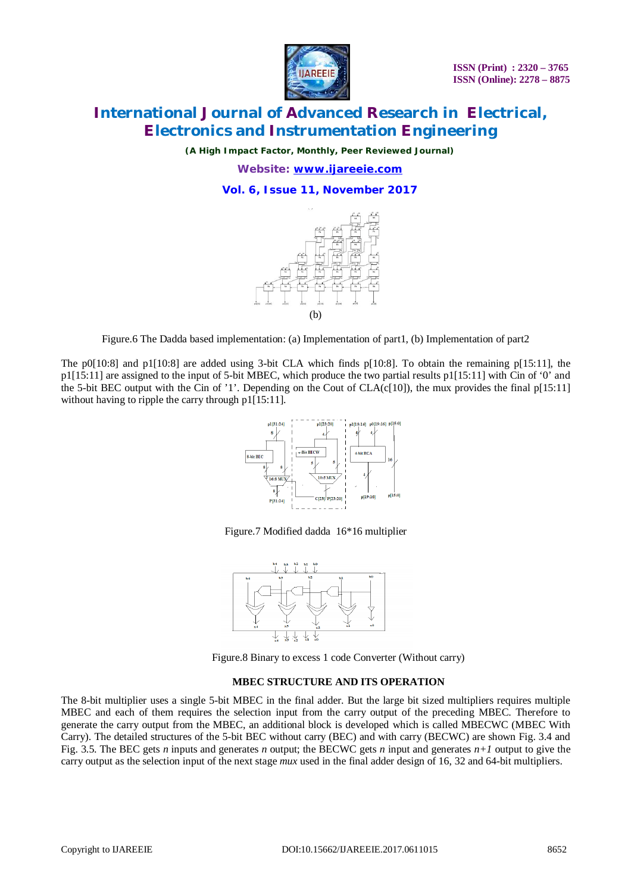(b)

Figure.6 The Dadda based implementation: (a) Implementation of part1, (b) Implementation of part2

The p0[10:8] and p1[10:8] are added using 3-bit CLA which finds p[10:8]. To obtain the remaining p[15:11], the p1[15:11] are assigned to the input of 5-bit MBEC, which produce the two partial results p1[15:11] with Cin of '0' and the 5-bit BEC output with the Cin of '1'. Depending on the Cout of CLA(c[10]), the mux provides the final p[15:11] without having to ripple the carry through p1[15:11].

Figure.7 Modified dadda 16*16 multiplier

Figure.8 Binary to excess 1 code Converter (Without carry)

### MBEC STRUCTURE AND ITS OPERATION

The 8-bit multiplier uses a single 5-bit MBEC in the final adder. But the large bit sized multipliers requires multiple MBEC and each of them requires the selection input from the carry output of the preceding MBEC. Therefore to generate the carry output from the MBEC, an additional block is developed which is called MBECWC (MBEC With Carry). The detailed structures of the 5-bit BEC without carry (BEC) and with carry (BECWC) are shown Fig. 3.4 and Fig. 3.5. The BEC gets $n$ inputs and generates $n$ output; the BECWC gets $n$ input and generates $n+1$ output to give the carry output as the selection input of the next stage *mux* used in the final adder design of 16, 32 and 64-bit multipliers.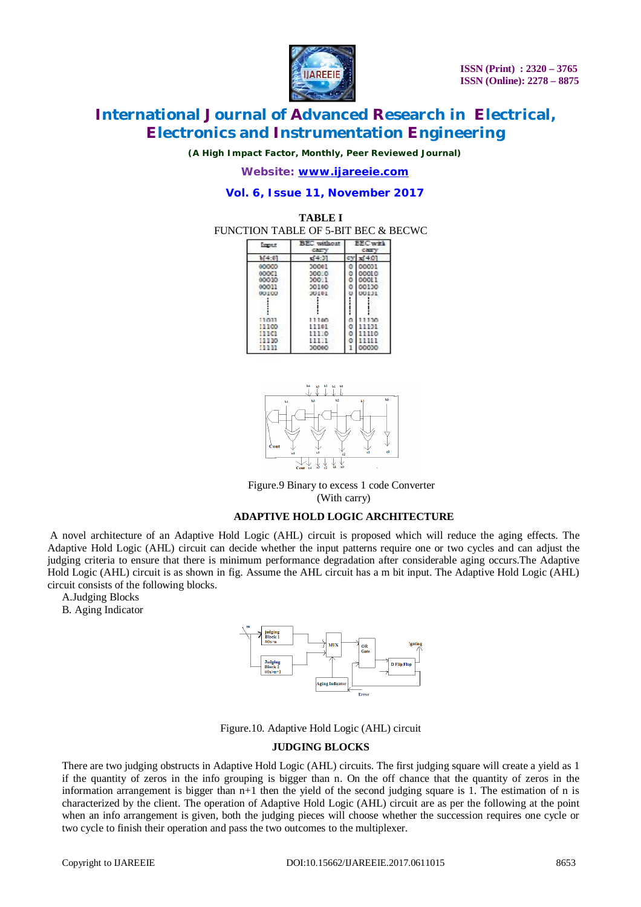**TABLE I**
FUNCTION TABLE OF 5-BIT BEC & BECWC

| Input | BEC without carry | BEC with carry | |
|---|---|---|---|
| b[4:0] | x[4:0] | cy | x[4:0] |
| 00000 | 00001 | 0 | 00001 |
| 00001 | 00010 | 0 | 00010 |
| 00010 | 00011 | 0 | 00011 |
| 00011 | 00100 | 0 | 00100 |
| 00100 | 00101 | 0 | 00101 |
| ⋮ | ⋮ | ⋮ | ⋮ |
| 11011 | 11100 | 0 | 11100 |
| 11100 | 11101 | 0 | 11101 |
| 11101 | 11110 | 0 | 11110 |
| 11110 | 11111 | 0 | 11111 |
| 11111 | 00000 | 1 | 00000 |

Figure.9 Binary to excess 1 code Converter (With carry)

## ADAPTIVE HOLD LOGIC ARCHITECTURE

A novel architecture of an Adaptive Hold Logic (AHL) circuit is proposed which will reduce the aging effects. The Adaptive Hold Logic (AHL) circuit can decide whether the input patterns require one or two cycles and can adjust the judging criteria to ensure that there is minimum performance degradation after considerable aging occurs.The Adaptive Hold Logic (AHL) circuit is as shown in fig. Assume the AHL circuit has a m bit input. The Adaptive Hold Logic (AHL) circuit consists of the following blocks.

A. Judging Blocks
B. Aging Indicator

Figure.10. Adaptive Hold Logic (AHL) circuit

## JUDGING BLOCKS

There are two judging obstructs in Adaptive Hold Logic (AHL) circuits. The first judging square will create a yield as 1 if the quantity of zeros in the info grouping is bigger than n. On the off chance that the quantity of zeros in the information arrangement is bigger than n+1 then the yield of the second judging square is 1. The estimation of n is characterized by the client. The operation of Adaptive Hold Logic (AHL) circuit are as per the following at the point when an info arrangement is given, both the judging pieces will choose whether the succession requires one cycle or two cycle to finish their operation and pass the two outcomes to the multiplexer.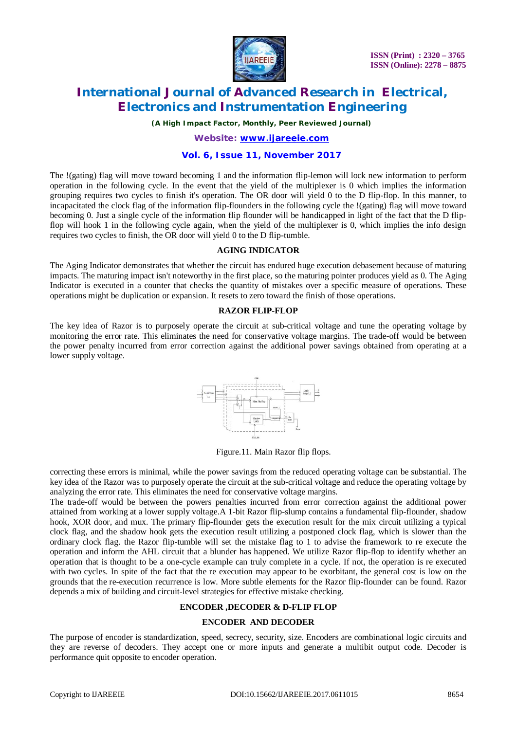The !(gating) flag will move toward becoming 1 and the information flip-lemon will lock new information to perform operation in the following cycle. In the event that the yield of the multiplexer is 0 which implies the information grouping requires two cycles to finish it's operation. The OR door will yield 0 to the D flip-flop. In this manner, to incapacitated the clock flag of the information flip-flounders in the following cycle the !(gating) flag will move toward becoming 0. Just a single cycle of the information flip flounder will be handicapped in light of the fact that the D flip-flop will hook 1 in the following cycle again, when the yield of the multiplexer is 0, which implies the info design requires two cycles to finish, the OR door will yield 0 to the D flip-tumble.

## AGING INDICATOR

The Aging Indicator demonstrates that whether the circuit has endured huge execution debasement because of maturing impacts. The maturing impact isn't noteworthy in the first place, so the maturing pointer produces yield as 0. The Aging Indicator is executed in a counter that checks the quantity of mistakes over a specific measure of operations. These operations might be duplication or expansion. It resets to zero toward the finish of those operations.

## RAZOR FLIP-FLOP

The key idea of Razor is to purposely operate the circuit at sub-critical voltage and tune the operating voltage by monitoring the error rate. This eliminates the need for conservative voltage margins. The trade-off would be between the power penalty incurred from error correction against the additional power savings obtained from operating at a lower supply voltage.

Figure.11. Main Razor flip flops.

correcting these errors is minimal, while the power savings from the reduced operating voltage can be substantial. The key idea of the Razor was to purposely operate the circuit at the sub-critical voltage and reduce the operating voltage by analyzing the error rate. This eliminates the need for conservative voltage margins.

The trade-off would be between the powers penalties incurred from error correction against the additional power attained from working at a lower supply voltage.A 1-bit Razor flip-slump contains a fundamental flip-flounder, shadow hook, XOR door, and mux. The primary flip-flounder gets the execution result for the mix circuit utilizing a typical clock flag, and the shadow hook gets the execution result utilizing a postponed clock flag, which is slower than the ordinary clock flag. the Razor flip-tumble will set the mistake flag to 1 to advise the framework to re execute the operation and inform the AHL circuit that a blunder has happened. We utilize Razor flip-flop to identify whether an operation that is thought to be a one-cycle example can truly complete in a cycle. If not, the operation is re executed with two cycles. In spite of the fact that the re execution may appear to be exorbitant, the general cost is low on the grounds that the re-execution recurrence is low. More subtle elements for the Razor flip-flounder can be found. Razor depends a mix of building and circuit-level strategies for effective mistake checking.

## ENCODER ,DECODER & D-FLIP FLOP

### ENCODER AND DECODER

The purpose of encoder is standardization, speed, secrecy, security, size. Encoders are combinational logic circuits and they are reverse of decoders. They accept one or more inputs and generate a multibit output code. Decoder is performance quit opposite to encoder operation.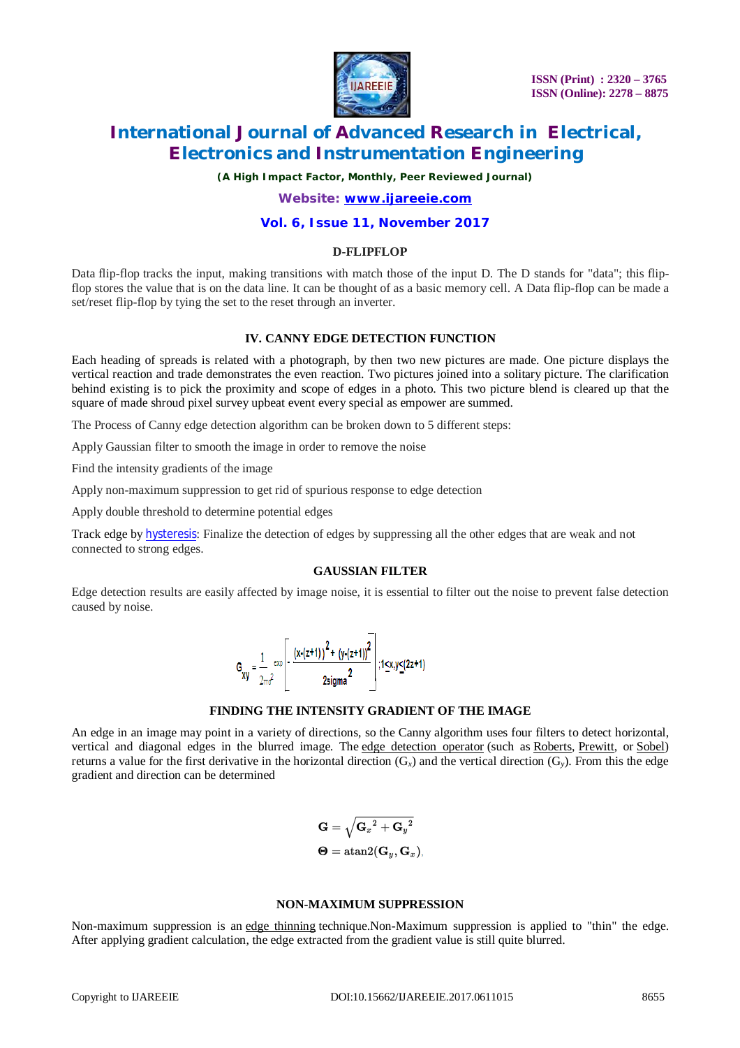### D-FLIPFLOP

Data flip-flop tracks the input, making transitions with match those of the input D. The D stands for "data"; this flip-flop stores the value that is on the data line. It can be thought of as a basic memory cell. A Data flip-flop can be made a set/reset flip-flop by tying the set to the reset through an inverter.

## IV. CANNY EDGE DETECTION FUNCTION

Each heading of spreads is related with a photograph, by then two new pictures are made. One picture displays the vertical reaction and trade demonstrates the even reaction. Two pictures joined into a solitary picture. The clarification behind existing is to pick the proximity and scope of edges in a photo. This two picture blend is cleared up that the square of made shroud pixel survey upbeat event every special as empower are summed.

The Process of Canny edge detection algorithm can be broken down to 5 different steps:

Apply Gaussian filter to smooth the image in order to remove the noise

Find the intensity gradients of the image

Apply non-maximum suppression to get rid of spurious response to edge detection

Apply double threshold to determine potential edges

Track edge by hysteresis: Finalize the detection of edges by suppressing all the other edges that are weak and not connected to strong edges.

### GAUSSIAN FILTER

Edge detection results are easily affected by image noise, it is essential to filter out the noise to prevent false detection caused by noise.

$$G_{xy} = \frac{1}{2\pi\sigma^2} \exp\left[-\frac{(x-(z+1))^2 + (y-(z+1))^2}{2\text{sigma}^2}\right];1 \le x,y \le (2z+1)$$

### FINDING THE INTENSITY GRADIENT OF THE IMAGE

An edge in an image may point in a variety of directions, so the Canny algorithm uses four filters to detect horizontal, vertical and diagonal edges in the blurred image. The edge detection operator (such as Roberts, Prewitt, or Sobel) returns a value for the first derivative in the horizontal direction ($G_x$) and the vertical direction ($G_y$). From this the edge gradient and direction can be determined

$$\mathbf{G} = \sqrt{\mathbf{G}_x{}^2 + \mathbf{G}_y{}^2}$$

$$\mathbf{\Theta} = \operatorname{atan2}(\mathbf{G}_y, \mathbf{G}_x),$$

### NON-MAXIMUM SUPPRESSION

Non-maximum suppression is an edge thinning technique.Non-Maximum suppression is applied to "thin" the edge. After applying gradient calculation, the edge extracted from the gradient value is still quite blurred.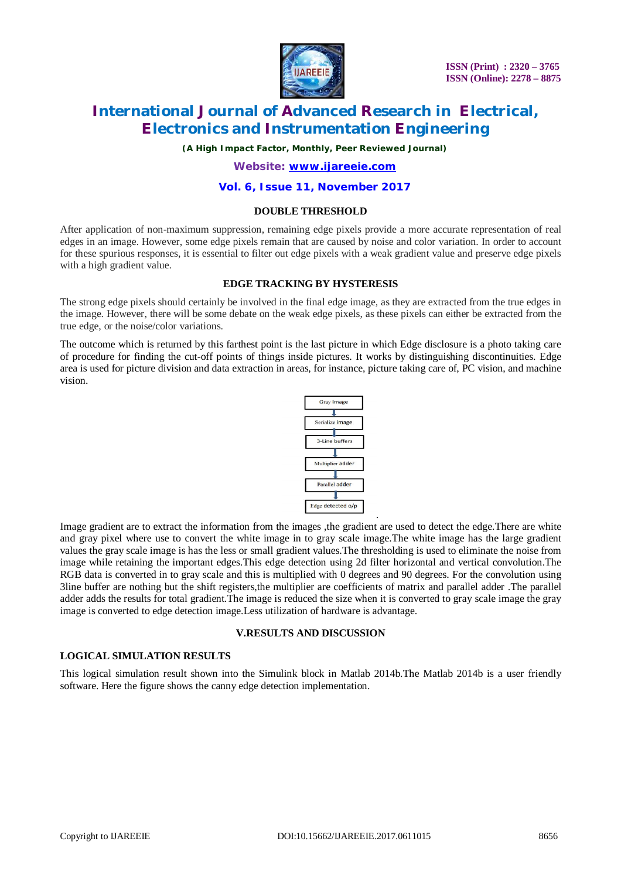### DOUBLE THRESHOLD

After application of non-maximum suppression, remaining edge pixels provide a more accurate representation of real edges in an image. However, some edge pixels remain that are caused by noise and color variation. In order to account for these spurious responses, it is essential to filter out edge pixels with a weak gradient value and preserve edge pixels with a high gradient value.

### EDGE TRACKING BY HYSTERESIS

The strong edge pixels should certainly be involved in the final edge image, as they are extracted from the true edges in the image. However, there will be some debate on the weak edge pixels, as these pixels can either be extracted from the true edge, or the noise/color variations.

The outcome which is returned by this farthest point is the last picture in which Edge disclosure is a photo taking care of procedure for finding the cut-off points of things inside pictures. It works by distinguishing discontinuities. Edge area is used for picture division and data extraction in areas, for instance, picture taking care of, PC vision, and machine vision.

Gray image → Serialize image → 3-Line buffers → Multiplier adder → Parallel adder → Edge detected o/p

Image gradient are to extract the information from the images ,the gradient are used to detect the edge.There are white and gray pixel where use to convert the white image in to gray scale image.The white image has the large gradient values the gray scale image is has the less or small gradient values.The thresholding is used to eliminate the noise from image while retaining the important edges.This edge detection using 2d filter horizontal and vertical convolution.The RGB data is converted in to gray scale and this is multiplied with 0 degrees and 90 degrees. For the convolution using 3line buffer are nothing but the shift registers,the multiplier are coefficients of matrix and parallel adder .The parallel adder adds the results for total gradient.The image is reduced the size when it is converted to gray scale image the gray image is converted to edge detection image.Less utilization of hardware is advantage.

## V.RESULTS AND DISCUSSION

### LOGICAL SIMULATION RESULTS

This logical simulation result shown into the Simulink block in Matlab 2014b.The Matlab 2014b is a user friendly software. Here the figure shows the canny edge detection implementation.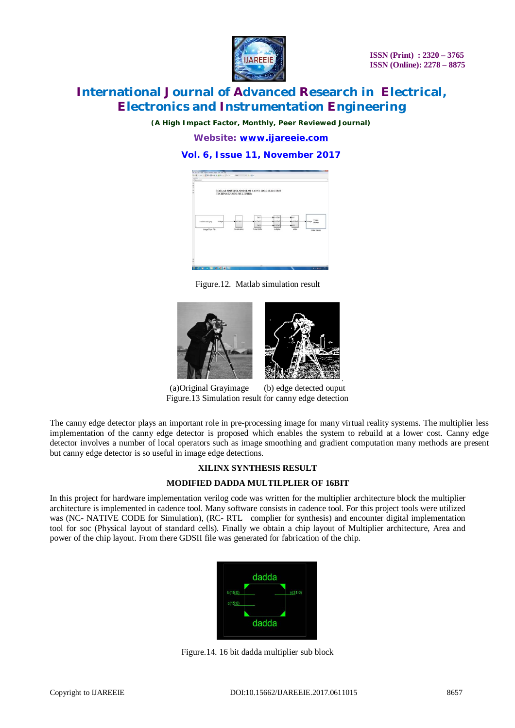Figure.12. Matlab simulation result

(a)Original Grayimage (b) edge detected ouput

Figure.13 Simulation result for canny edge detection

The canny edge detector plays an important role in pre-processing image for many virtual reality systems. The multiplier less implementation of the canny edge detector is proposed which enables the system to rebuild at a lower cost. Canny edge detector involves a number of local operators such as image smoothing and gradient computation many methods are present but canny edge detector is so useful in image edge detections.

### XILINX SYNTHESIS RESULT

### MODIFIED DADDA MULTILPLIER OF 16BIT

In this project for hardware implementation verilog code was written for the multiplier architecture block the multiplier architecture is implemented in cadence tool. Many software consists in cadence tool. For this project tools were utilized was (NC- NATIVE CODE for Simulation), (RC- RTL complier for synthesis) and encounter digital implementation tool for soc (Physical layout of standard cells). Finally we obtain a chip layout of Multiplier architecture, Area and power of the chip layout. From there GDSII file was generated for fabrication of the chip.

Figure.14. 16 bit dadda multiplier sub block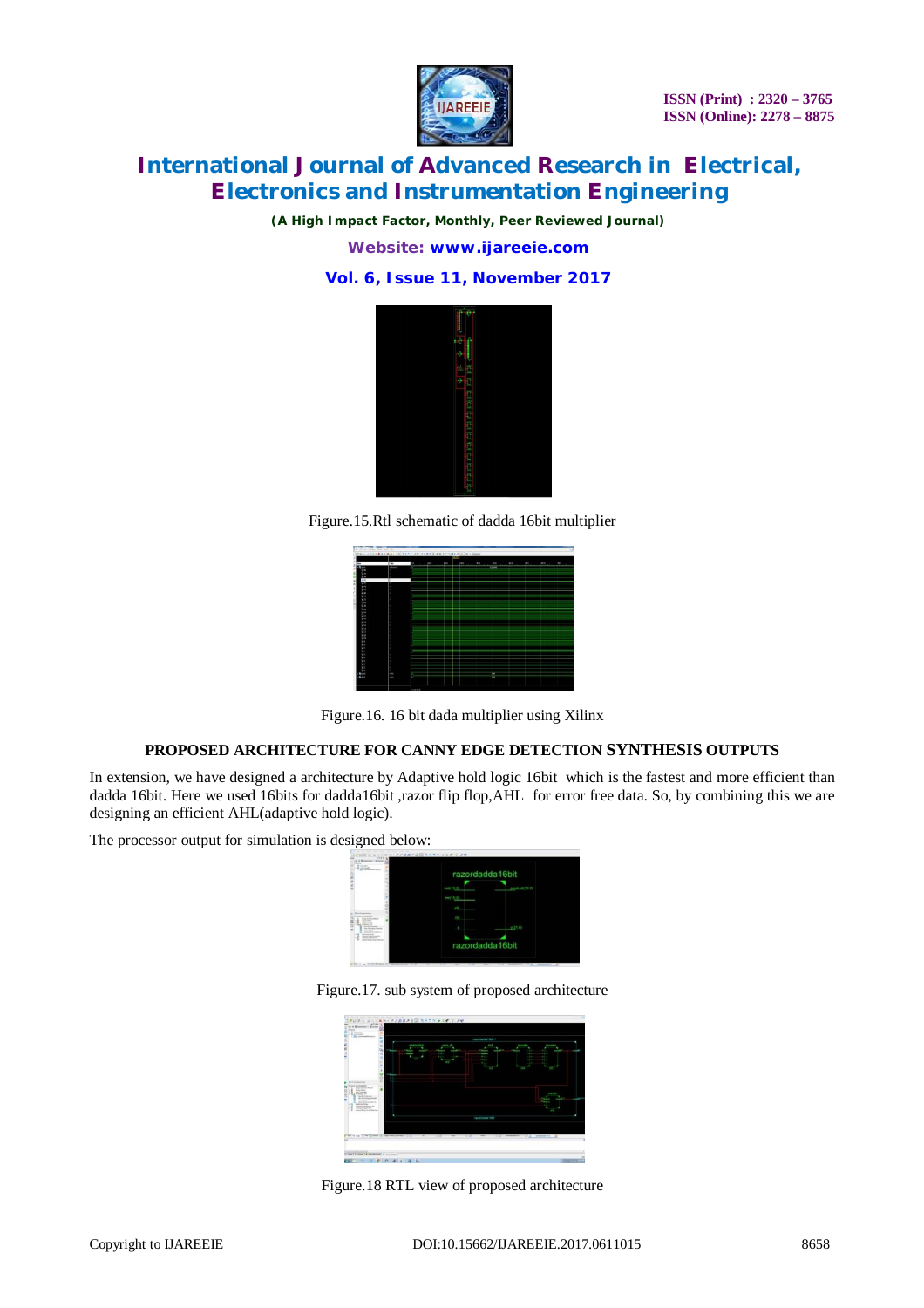Figure.15.Rtl schematic of dadda 16bit multiplier

Figure.16. 16 bit dada multiplier using Xilinx

## PROPOSED ARCHITECTURE FOR CANNY EDGE DETECTION SYNTHESIS OUTPUTS

In extension, we have designed a architecture by Adaptive hold logic 16bit which is the fastest and more efficient than dadda 16bit. Here we used 16bits for dadda16bit ,razor flip flop,AHL for error free data. So, by combining this we are designing an efficient AHL(adaptive hold logic).

The processor output for simulation is designed below:

Figure.17. sub system of proposed architecture

Figure.18 RTL view of proposed architecture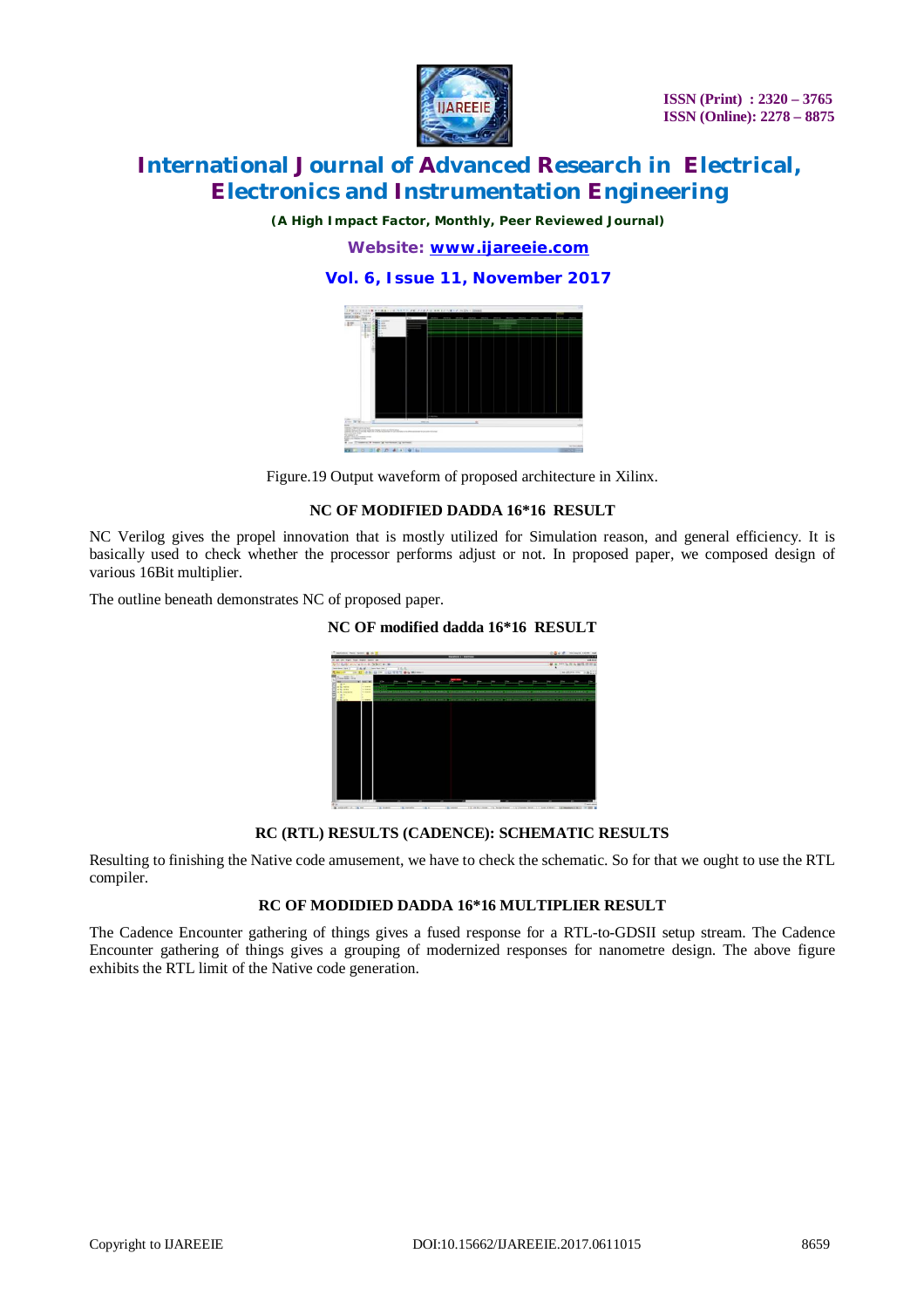Figure.19 Output waveform of proposed architecture in Xilinx.

### NC OF MODIFIED DADDA 16*16 RESULT

NC Verilog gives the propel innovation that is mostly utilized for Simulation reason, and general efficiency. It is basically used to check whether the processor performs adjust or not. In proposed paper, we composed design of various 16Bit multiplier.

The outline beneath demonstrates NC of proposed paper.

### NC OF modified dadda 16*16 RESULT

### RC (RTL) RESULTS (CADENCE): SCHEMATIC RESULTS

Resulting to finishing the Native code amusement, we have to check the schematic. So for that we ought to use the RTL compiler.

### RC OF MODIDIED DADDA 16*16 MULTIPLIER RESULT

The Cadence Encounter gathering of things gives a fused response for a RTL-to-GDSII setup stream. The Cadence Encounter gathering of things gives a grouping of modernized responses for nanometre design. The above figure exhibits the RTL limit of the Native code generation.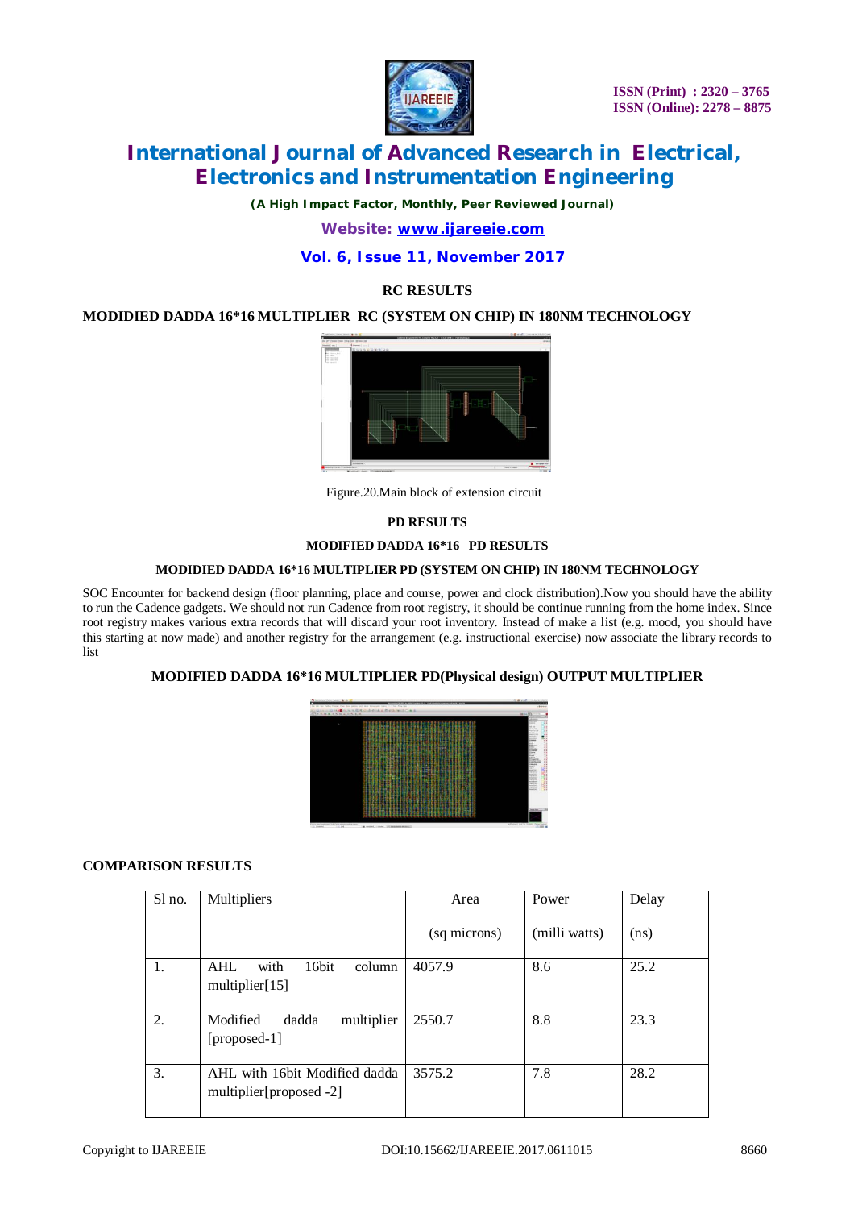### RC RESULTS

### MODIDIED DADDA 16*16 MULTIPLIER RC (SYSTEM ON CHIP) IN 180NM TECHNOLOGY

Figure.20.Main block of extension circuit

### PD RESULTS

### MODIFIED DADDA 16*16 PD RESULTS

### MODIDIED DADDA 16*16 MULTIPLIER PD (SYSTEM ON CHIP) IN 180NM TECHNOLOGY

SOC Encounter for backend design (floor planning, place and course, power and clock distribution).Now you should have the ability to run the Cadence gadgets. We should not run Cadence from root registry, it should be continue running from the home index. Since root registry makes various extra records that will discard your root inventory. Instead of make a list (e.g. mood, you should have this starting at now made) and another registry for the arrangement (e.g. instructional exercise) now associate the library records to list

### MODIFIED DADDA 16*16 MULTIPLIER PD(Physical design) OUTPUT MULTIPLIER

### COMPARISON RESULTS

| Sl no. | Multipliers | Area (sq microns) | Power (milli watts) | Delay (ns) |
|---|---|---|---|---|
| 1. | AHL with 16bit column multiplier[15] | 4057.9 | 8.6 | 25.2 |
| 2. | Modified dadda multiplier [proposed-1] | 2550.7 | 8.8 | 23.3 |
| 3. | AHL with 16bit Modified dadda multiplier[proposed -2] | 3575.2 | 7.8 | 28.2 |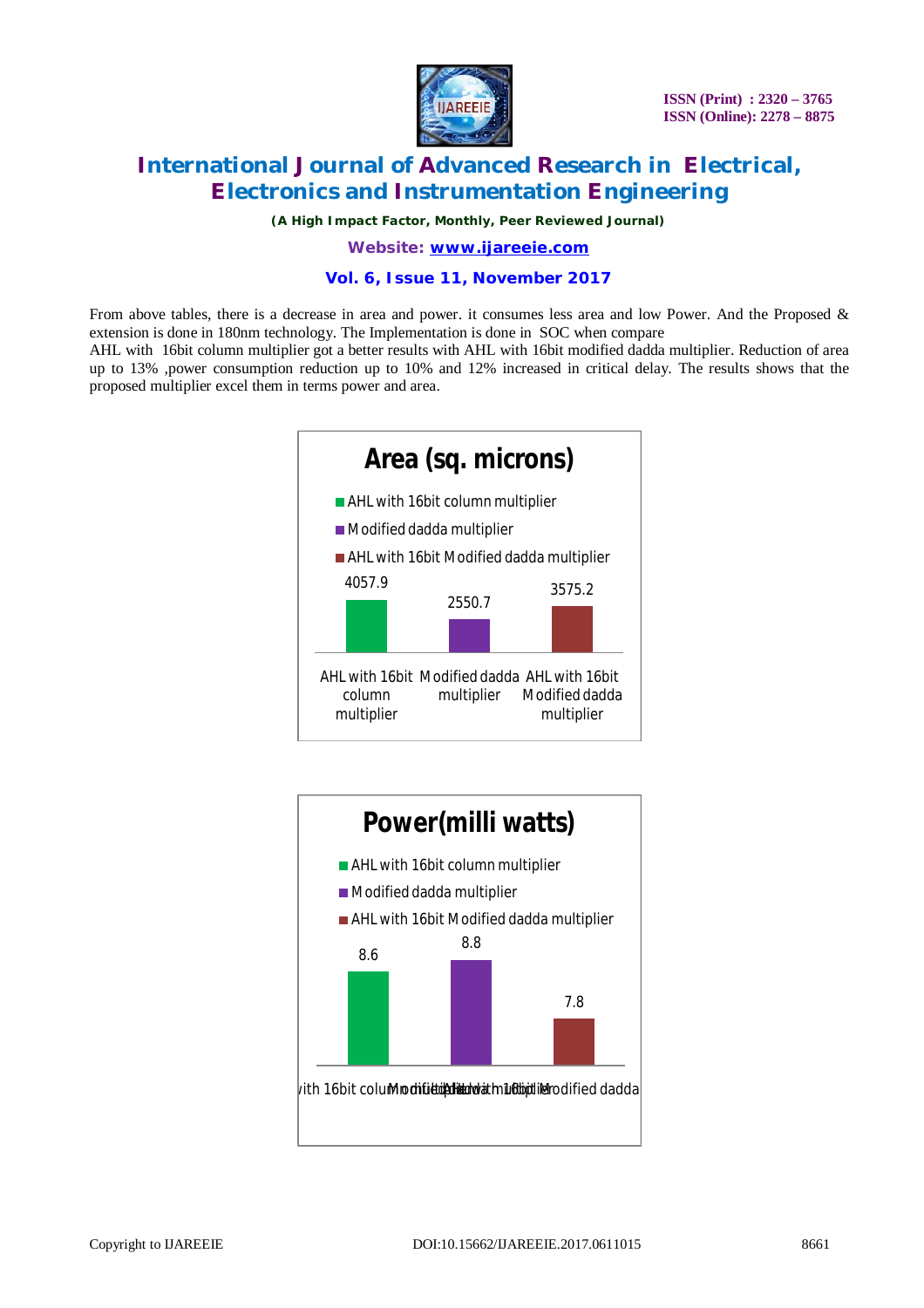From above tables, there is a decrease in area and power. it consumes less area and low Power. And the Proposed & extension is done in 180nm technology. The Implementation is done in SOC when compare
AHL with 16bit column multiplier got a better results with AHL with 16bit modified dadda multiplier. Reduction of area up to 13% ,power consumption reduction up to 10% and 12% increased in critical delay. The results shows that the proposed multiplier excel them in terms power and area.

**Area (sq. microns)**

- AHL with 16bit column multiplier
- Modified dadda multiplier
- AHL with 16bit Modified dadda multiplier

| AHL with 16bit column multiplier | Modified dadda multiplier | AHL with 16bit Modified dadda multiplier |
|---|---|---|
| 4057.9 | 2550.7 | 3575.2 |

**Power(milli watts)**

- AHL with 16bit column multiplier
- Modified dadda multiplier
- AHL with 16bit Modified dadda multiplier

| AHL with 16bit column multiplier | Modified dadda multiplier | AHL with 16bit Modified dadda multiplier |
|---|---|---|
| 8.6 | 8.8 | 7.8 |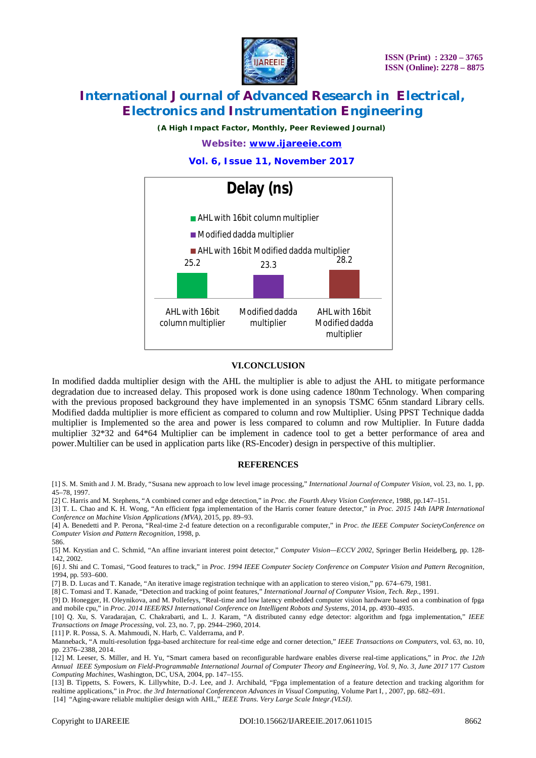**Delay (ns)**

| | Delay (ns) |
|---|---|
| AHL with 16bit column multiplier | 25.2 |
| Modified dadda multiplier | 23.3 |
| AHL with 16bit Modified dadda multiplier | 28.2 |

## VI.CONCLUSION

In modified dadda multiplier design with the AHL the multiplier is able to adjust the AHL to mitigate performance degradation due to increased delay. This proposed work is done using cadence 180nm Technology. When comparing with the previous proposed background they have implemented in an synopsis TSMC 65nm standard Library cells. Modified dadda multiplier is more efficient as compared to column and row Multiplier. Using PPST Technique dadda multiplier is Implemented so the area and power is less compared to column and row Multiplier. In Future dadda multiplier 32*32 and 64*64 Multiplier can be implement in cadence tool to get a better performance of area and power.Multilier can be used in application parts like (RS-Encoder) design in perspective of this multiplier.

## REFERENCES

[1] S. M. Smith and J. M. Brady, "Susana new approach to low level image processing," *International Journal of Computer Vision*, vol. 23, no. 1, pp. 45–78, 1997.

[2] C. Harris and M. Stephens, "A combined corner and edge detection," in *Proc. the Fourth Alvey Vision Conference*, 1988, pp.147–151.

[3] T. L. Chao and K. H. Wong, "An efficient fpga implementation of the Harris corner feature detector," in *Proc. 2015 14th IAPR International Conference on Machine Vision Applications (MVA)*, 2015, pp. 89–93.

[4] A. Benedetti and P. Perona, "Real-time 2-d feature detection on a reconfigurable computer," in *Proc. the IEEE Computer SocietyConference on Computer Vision and Pattern Recognition*, 1998, p. 586.

[5] M. Krystian and C. Schmid, "An affine invariant interest point detector," *Computer Vision—ECCV 2002*, Springer Berlin Heidelberg, pp. 128-142, 2002.

[6] J. Shi and C. Tomasi, "Good features to track," in *Proc. 1994 IEEE Computer Society Conference on Computer Vision and Pattern Recognition*, 1994, pp. 593–600.

[7] B. D. Lucas and T. Kanade, "An iterative image registration technique with an application to stereo vision," pp. 674–679, 1981.

[8] C. Tomasi and T. Kanade, "Detection and tracking of point features," *International Journal of Computer Vision, Tech. Rep.*, 1991.

[9] D. Honegger, H. Oleynikova, and M. Pollefeys, "Real-time and low latency embedded computer vision hardware based on a combination of fpga and mobile cpu," in *Proc. 2014 IEEE/RSJ International Conference on Intelligent Robots and Systems*, 2014, pp. 4930–4935.

[10] Q. Xu, S. Varadarajan, C. Chakrabarti, and L. J. Karam, "A distributed canny edge detector: algorithm and fpga implementation," *IEEE Transactions on Image Processing*, vol. 23, no. 7, pp. 2944–2960, 2014.

[11] P. R. Possa, S. A. Mahmoudi, N. Harb, C. Valderrama, and P. Manneback, "A multi-resolution fpga-based architecture for real-time edge and corner detection," *IEEE Transactions on Computers*, vol. 63, no. 10, pp. 2376–2388, 2014.

[12] M. Leeser, S. Miller, and H. Yu, "Smart camera based on reconfigurable hardware enables diverse real-time applications," in *Proc. the 12th Annual IEEE Symposium on Field-Programmable International Journal of Computer Theory and Engineering, Vol. 9, No. 3, June 2017* 177 *Custom Computing Machines*, Washington, DC, USA, 2004, pp. 147–155.

[13] B. Tippetts, S. Fowers, K. Lillywhite, D.-J. Lee, and J. Archibald, "Fpga implementation of a feature detection and tracking algorithm for realtime applications," in *Proc. the 3rd International Conferenceon Advances in Visual Computing*, Volume Part I, , 2007, pp. 682–691.

[14] "Aging-aware reliable multiplier design with AHL," *IEEE Trans. Very Large Scale Integr.(VLSI)*.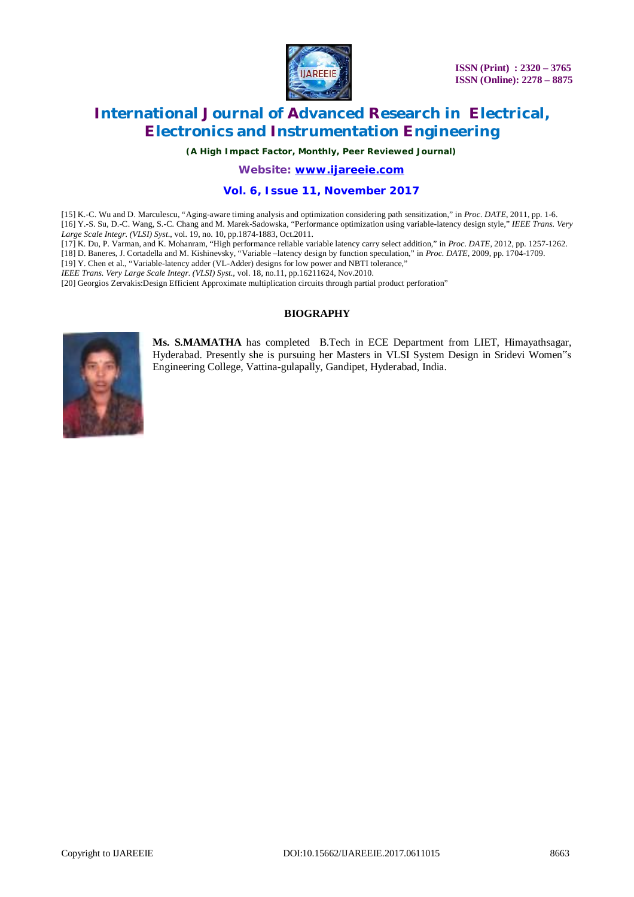[15] K.-C. Wu and D. Marculescu, "Aging-aware timing analysis and optimization considering path sensitization," in *Proc. DATE*, 2011, pp. 1-6.

[16] Y.-S. Su, D.-C. Wang, S.-C. Chang and M. Marek-Sadowska, "Performance optimization using variable-latency design style," *IEEE Trans. Very Large Scale Integr. (VLSI) Syst.*, vol. 19, no. 10, pp.1874-1883, Oct.2011.

[17] K. Du, P. Varman, and K. Mohanram, "High performance reliable variable latency carry select addition," in *Proc. DATE*, 2012, pp. 1257-1262.

[18] D. Baneres, J. Cortadella and M. Kishinevsky, "Variable –latency design by function speculation," in *Proc. DATE*, 2009, pp. 1704-1709.

[19] Y. Chen et al., "Variable-latency adder (VL-Adder) designs for low power and NBTI tolerance," *IEEE Trans. Very Large Scale Integr. (VLSI) Syst.*, vol. 18, no.11, pp.16211624, Nov.2010.

[20] Georgios Zervakis:Design Efficient Approximate multiplication circuits through partial product perforation"

## BIOGRAPHY

**Ms. S.MAMATHA** has completed B.Tech in ECE Department from LIET, Himayathsagar, Hyderabad. Presently she is pursuing her Masters in VLSI System Design in Sridevi Women"s Engineering College, Vattina-gulapally, Gandipet, Hyderabad, India.